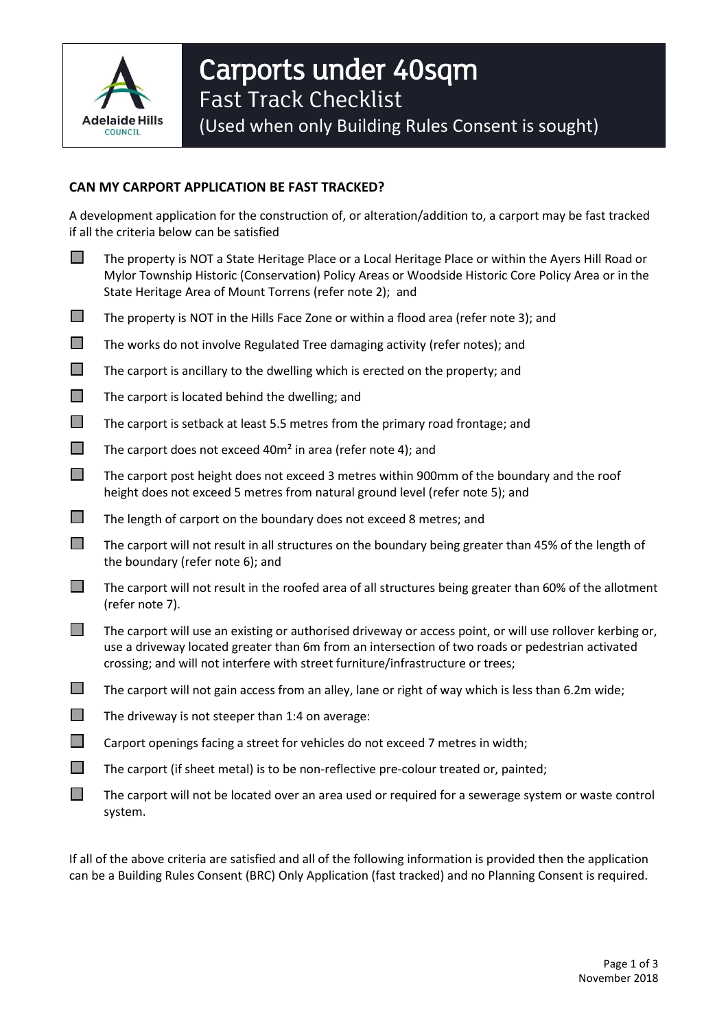# Carports under 40sqm

## Fast Track Checklist

(Used when only Building Rules Consent is sought)

### CAN MY CARPORT APPLICATION BE FAST TRACKED?

A development application for the construction of, or alteration/addition to, a carport may be fast tracked if all the criteria below can be satisfied

- [ ] The property is NOT a State Heritage Place or a Local Heritage Place or within the Ayers Hill Road or Mylor Township Historic (Conservation) Policy Areas or Woodside Historic Core Policy Area or in the State Heritage Area of Mount Torrens (refer note 2); and
- [ ] The property is NOT in the Hills Face Zone or within a flood area (refer note 3); and
- [ ] The works do not involve Regulated Tree damaging activity (refer notes); and
- [ ] The carport is ancillary to the dwelling which is erected on the property; and
- [ ] The carport is located behind the dwelling; and
- [ ] The carport is setback at least 5.5 metres from the primary road frontage; and
- [ ] The carport does not exceed $40m^2$ in area (refer note 4); and
- [ ] The carport post height does not exceed 3 metres within 900mm of the boundary and the roof height does not exceed 5 metres from natural ground level (refer note 5); and
- [ ] The length of carport on the boundary does not exceed 8 metres; and
- [ ] The carport will not result in all structures on the boundary being greater than 45% of the length of the boundary (refer note 6); and
- [ ] The carport will not result in the roofed area of all structures being greater than 60% of the allotment (refer note 7).
- [ ] The carport will use an existing or authorised driveway or access point, or will use rollover kerbing or, use a driveway located greater than 6m from an intersection of two roads or pedestrian activated crossing; and will not interfere with street furniture/infrastructure or trees;
- [ ] The carport will not gain access from an alley, lane or right of way which is less than 6.2m wide;
- [ ] The driveway is not steeper than 1:4 on average:
- [ ] Carport openings facing a street for vehicles do not exceed 7 metres in width;
- [ ] The carport (if sheet metal) is to be non-reflective pre-colour treated or, painted;
- [ ] The carport will not be located over an area used or required for a sewerage system or waste control system.

If all of the above criteria are satisfied and all of the following information is provided then the application can be a Building Rules Consent (BRC) Only Application (fast tracked) and no Planning Consent is required.

November 2018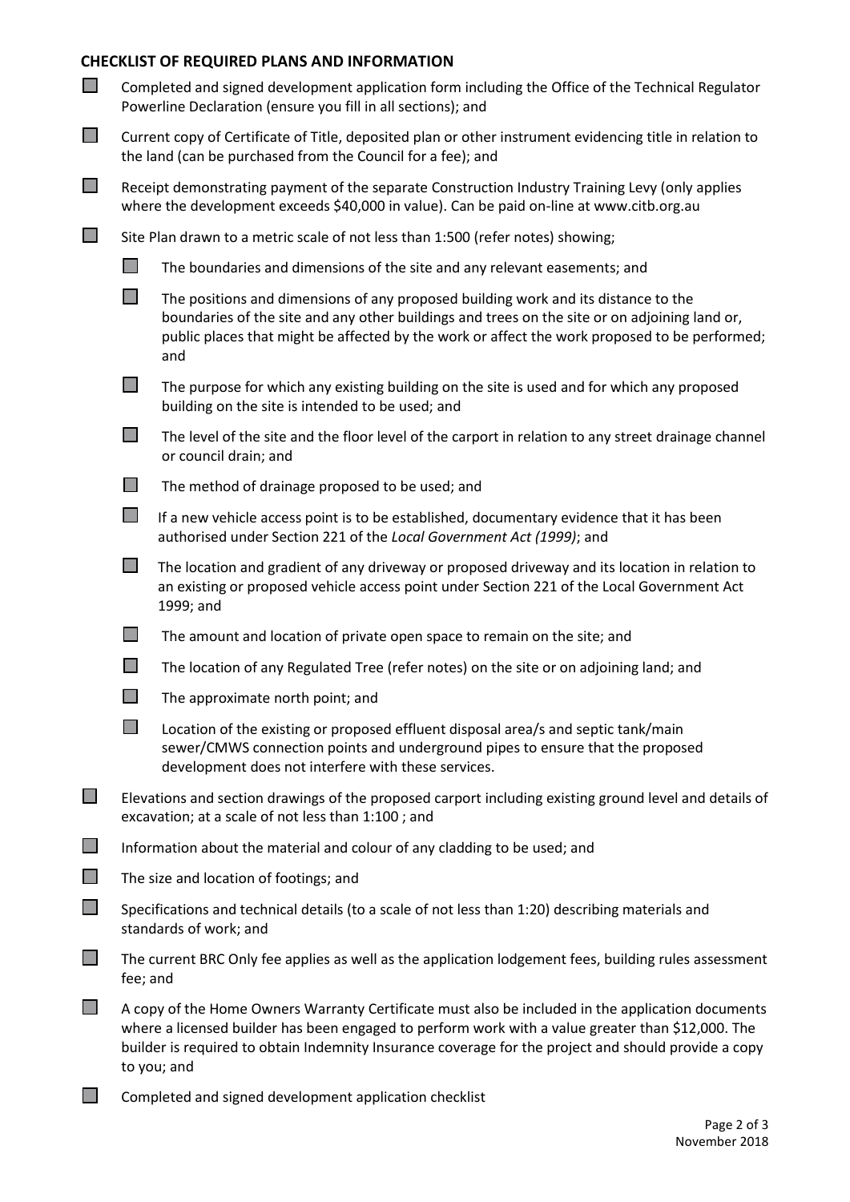## CHECKLIST OF REQUIRED PLANS AND INFORMATION

- [ ] Completed and signed development application form including the Office of the Technical Regulator Powerline Declaration (ensure you fill in all sections); and
- [ ] Current copy of Certificate of Title, deposited plan or other instrument evidencing title in relation to the land (can be purchased from the Council for a fee); and
- [ ] Receipt demonstrating payment of the separate Construction Industry Training Levy (only applies where the development exceeds $40,000 in value). Can be paid on-line at www.citb.org.au
- [ ] Site Plan drawn to a metric scale of not less than 1:500 (refer notes) showing;
  - [ ] The boundaries and dimensions of the site and any relevant easements; and
  - [ ] The positions and dimensions of any proposed building work and its distance to the boundaries of the site and any other buildings and trees on the site or on adjoining land or, public places that might be affected by the work or affect the work proposed to be performed; and
  - [ ] The purpose for which any existing building on the site is used and for which any proposed building on the site is intended to be used; and
  - [ ] The level of the site and the floor level of the carport in relation to any street drainage channel or council drain; and
  - [ ] The method of drainage proposed to be used; and
  - [ ] If a new vehicle access point is to be established, documentary evidence that it has been authorised under Section 221 of the *Local Government Act (1999)*; and
  - [ ] The location and gradient of any driveway or proposed driveway and its location in relation to an existing or proposed vehicle access point under Section 221 of the Local Government Act 1999; and
  - [ ] The amount and location of private open space to remain on the site; and
  - [ ] The location of any Regulated Tree (refer notes) on the site or on adjoining land; and
  - [ ] The approximate north point; and
  - [ ] Location of the existing or proposed effluent disposal area/s and septic tank/main sewer/CMWS connection points and underground pipes to ensure that the proposed development does not interfere with these services.
- [ ] Elevations and section drawings of the proposed carport including existing ground level and details of excavation; at a scale of not less than 1:100 ; and
- [ ] Information about the material and colour of any cladding to be used; and
- [ ] The size and location of footings; and
- [ ] Specifications and technical details (to a scale of not less than 1:20) describing materials and standards of work; and
- [ ] The current BRC Only fee applies as well as the application lodgement fees, building rules assessment fee; and
- [ ] A copy of the Home Owners Warranty Certificate must also be included in the application documents where a licensed builder has been engaged to perform work with a value greater than $12,000. The builder is required to obtain Indemnity Insurance coverage for the project and should provide a copy to you; and
- [ ] Completed and signed development application checklist

November 2018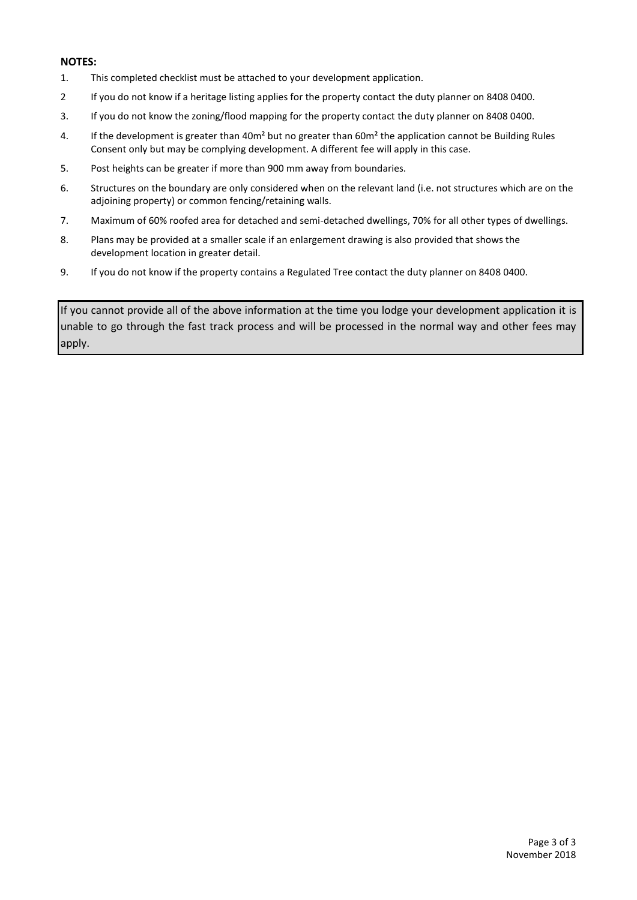**NOTES:**

1. This completed checklist must be attached to your development application.
2. If you do not know if a heritage listing applies for the property contact the duty planner on 8408 0400.
3. If you do not know the zoning/flood mapping for the property contact the duty planner on 8408 0400.
4. If the development is greater than 40m² but no greater than 60m² the application cannot be Building Rules Consent only but may be complying development. A different fee will apply in this case.
5. Post heights can be greater if more than 900 mm away from boundaries.
6. Structures on the boundary are only considered when on the relevant land (i.e. not structures which are on the adjoining property) or common fencing/retaining walls.
7. Maximum of 60% roofed area for detached and semi-detached dwellings, 70% for all other types of dwellings.
8. Plans may be provided at a smaller scale if an enlargement drawing is also provided that shows the development location in greater detail.
9. If you do not know if the property contains a Regulated Tree contact the duty planner on 8408 0400.

If you cannot provide all of the above information at the time you lodge your development application it is unable to go through the fast track process and will be processed in the normal way and other fees may apply.

November 2018